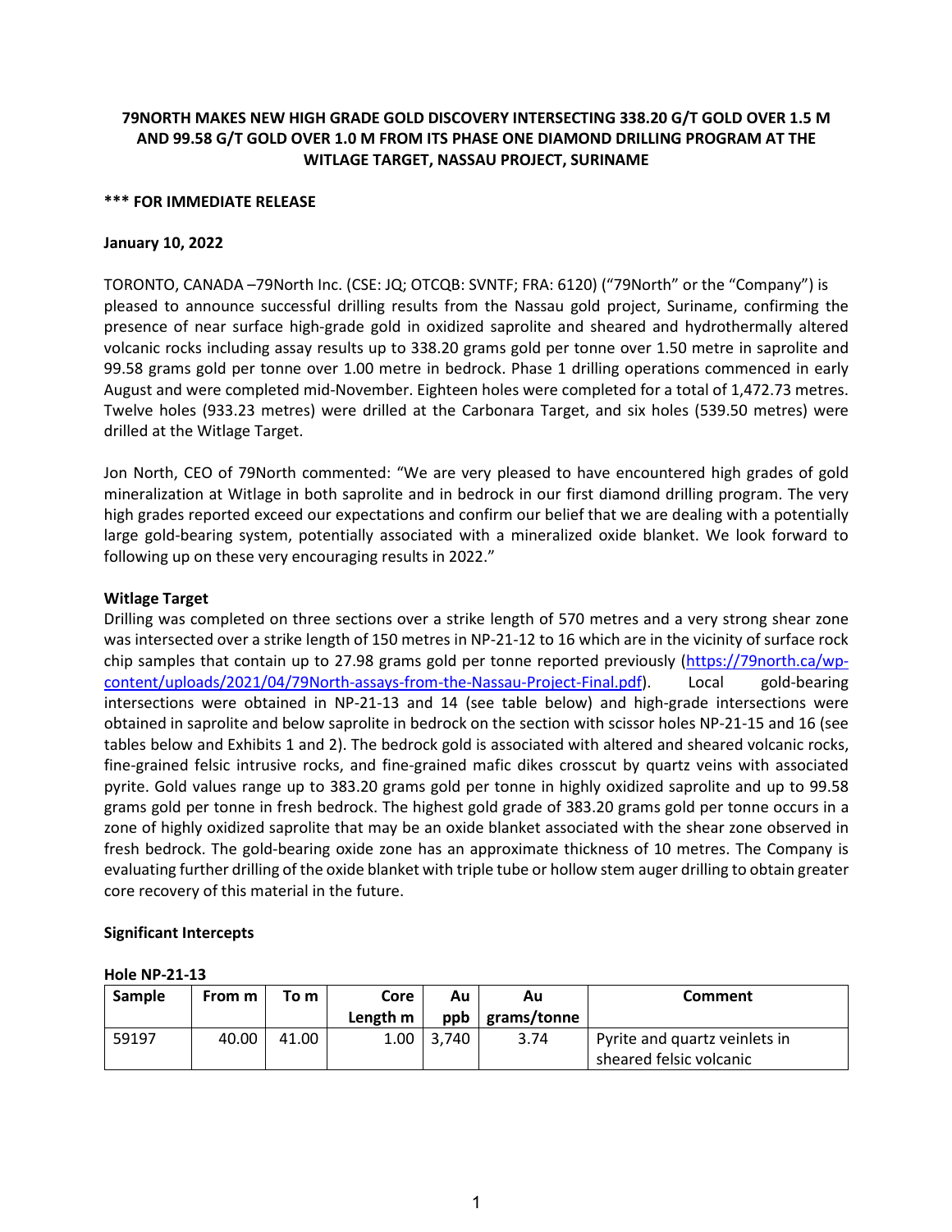# 79NORTH MAKES NEW HIGH GRADE GOLD DISCOVERY INTERSECTING 338.20 G/T GOLD OVER 1.5 M AND 99.58 G/T GOLD OVER 1.0 M FROM ITS PHASE ONE DIAMOND DRILLING PROGRAM AT THE WITLAGE TARGET, NASSAU PROJECT, SURINAME

**\*\*\* FOR IMMEDIATE RELEASE**

**January 10, 2022**

TORONTO, CANADA –79North Inc. (CSE: JQ; OTCQB: SVNTF; FRA: 6120) ("79North" or the "Company") is pleased to announce successful drilling results from the Nassau gold project, Suriname, confirming the presence of near surface high-grade gold in oxidized saprolite and sheared and hydrothermally altered volcanic rocks including assay results up to 338.20 grams gold per tonne over 1.50 metre in saprolite and 99.58 grams gold per tonne over 1.00 metre in bedrock. Phase 1 drilling operations commenced in early August and were completed mid-November. Eighteen holes were completed for a total of 1,472.73 metres. Twelve holes (933.23 metres) were drilled at the Carbonara Target, and six holes (539.50 metres) were drilled at the Witlage Target.

Jon North, CEO of 79North commented: "We are very pleased to have encountered high grades of gold mineralization at Witlage in both saprolite and in bedrock in our first diamond drilling program. The very high grades reported exceed our expectations and confirm our belief that we are dealing with a potentially large gold-bearing system, potentially associated with a mineralized oxide blanket. We look forward to following up on these very encouraging results in 2022."

## Witlage Target

Drilling was completed on three sections over a strike length of 570 metres and a very strong shear zone was intersected over a strike length of 150 metres in NP-21-12 to 16 which are in the vicinity of surface rock chip samples that contain up to 27.98 grams gold per tonne reported previously (https://79north.ca/wp-content/uploads/2021/04/79North-assays-from-the-Nassau-Project-Final.pdf). Local gold-bearing intersections were obtained in NP-21-13 and 14 (see table below) and high-grade intersections were obtained in saprolite and below saprolite in bedrock on the section with scissor holes NP-21-15 and 16 (see tables below and Exhibits 1 and 2). The bedrock gold is associated with altered and sheared volcanic rocks, fine-grained felsic intrusive rocks, and fine-grained mafic dikes crosscut by quartz veins with associated pyrite. Gold values range up to 383.20 grams gold per tonne in highly oxidized saprolite and up to 99.58 grams gold per tonne in fresh bedrock. The highest gold grade of 383.20 grams gold per tonne occurs in a zone of highly oxidized saprolite that may be an oxide blanket associated with the shear zone observed in fresh bedrock. The gold-bearing oxide zone has an approximate thickness of 10 metres. The Company is evaluating further drilling of the oxide blanket with triple tube or hollow stem auger drilling to obtain greater core recovery of this material in the future.

### Significant Intercepts

**Hole NP-21-13**

| Sample | From m | To m | Core Length m | Au ppb | Au grams/tonne | Comment |
|---|---|---|---|---|---|---|
| 59197 | 40.00 | 41.00 | 1.00 | 3,740 | 3.74 | Pyrite and quartz veinlets in sheared felsic volcanic |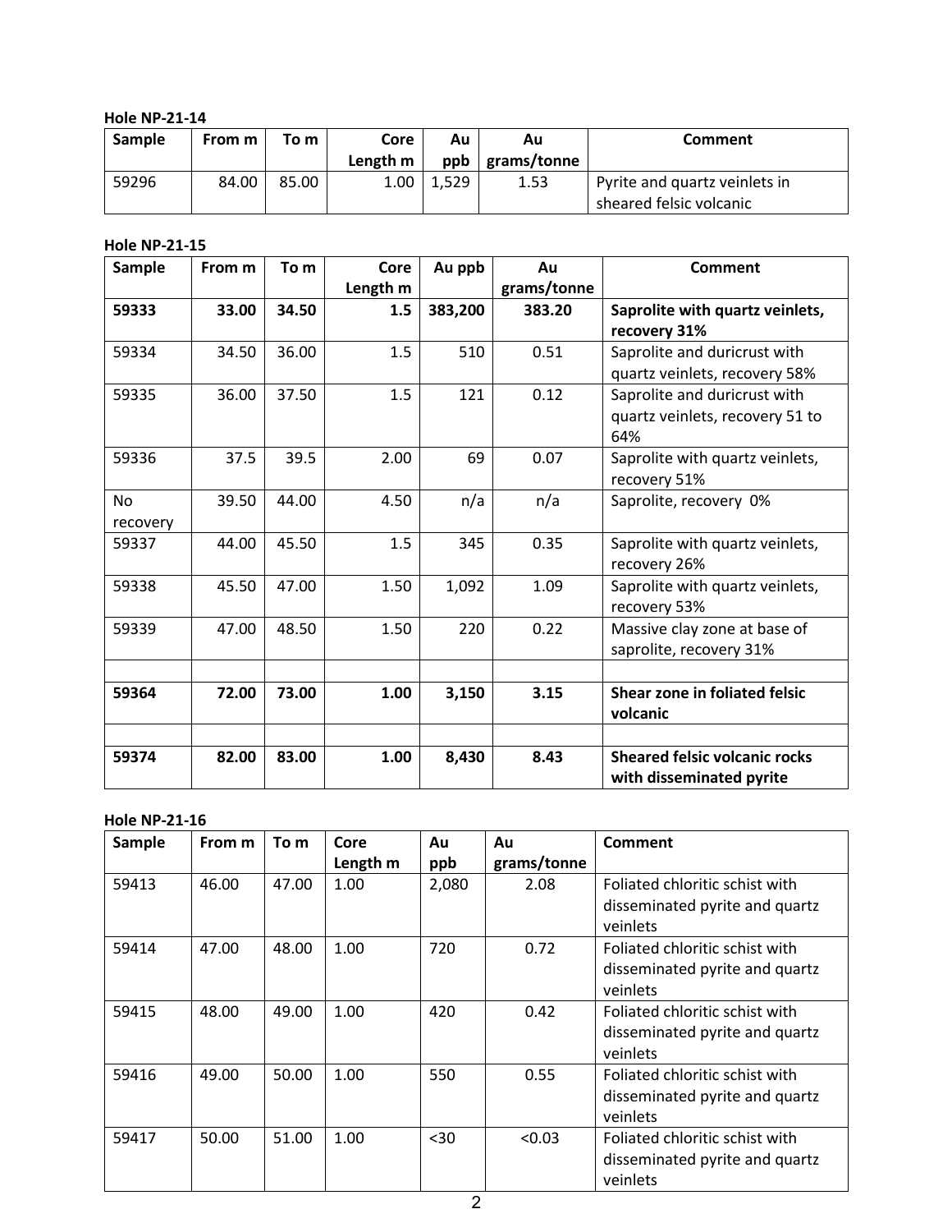**Hole NP-21-14**

| Sample | From m | To m | Core Length m | Au ppb | Au grams/tonne | Comment |
|---|---|---|---|---|---|---|
| 59296 | 84.00 | 85.00 | 1.00 | 1,529 | 1.53 | Pyrite and quartz veinlets in sheared felsic volcanic |

**Hole NP-21-15**

| Sample | From m | To m | Core Length m | Au ppb | Au grams/tonne | Comment |
|---|---|---|---|---|---|---|
| **59333** | **33.00** | **34.50** | **1.5** | **383,200** | **383.20** | **Saprolite with quartz veinlets, recovery 31%** |
| 59334 | 34.50 | 36.00 | 1.5 | 510 | 0.51 | Saprolite and duricrust with quartz veinlets, recovery 58% |
| 59335 | 36.00 | 37.50 | 1.5 | 121 | 0.12 | Saprolite and duricrust with quartz veinlets, recovery 51 to 64% |
| 59336 | 37.5 | 39.5 | 2.00 | 69 | 0.07 | Saprolite with quartz veinlets, recovery 51% |
| No recovery | 39.50 | 44.00 | 4.50 | n/a | n/a | Saprolite, recovery 0% |
| 59337 | 44.00 | 45.50 | 1.5 | 345 | 0.35 | Saprolite with quartz veinlets, recovery 26% |
| 59338 | 45.50 | 47.00 | 1.50 | 1,092 | 1.09 | Saprolite with quartz veinlets, recovery 53% |
| 59339 | 47.00 | 48.50 | 1.50 | 220 | 0.22 | Massive clay zone at base of saprolite, recovery 31% |
| | | | | | | |
| **59364** | **72.00** | **73.00** | **1.00** | **3,150** | **3.15** | **Shear zone in foliated felsic volcanic** |
| | | | | | | |
| **59374** | **82.00** | **83.00** | **1.00** | **8,430** | **8.43** | **Sheared felsic volcanic rocks with disseminated pyrite** |

**Hole NP-21-16**

| Sample | From m | To m | Core Length m | Au ppb | Au grams/tonne | Comment |
|---|---|---|---|---|---|---|
| 59413 | 46.00 | 47.00 | 1.00 | 2,080 | 2.08 | Foliated chloritic schist with disseminated pyrite and quartz veinlets |
| 59414 | 47.00 | 48.00 | 1.00 | 720 | 0.72 | Foliated chloritic schist with disseminated pyrite and quartz veinlets |
| 59415 | 48.00 | 49.00 | 1.00 | 420 | 0.42 | Foliated chloritic schist with disseminated pyrite and quartz veinlets |
| 59416 | 49.00 | 50.00 | 1.00 | 550 | 0.55 | Foliated chloritic schist with disseminated pyrite and quartz veinlets |
| 59417 | 50.00 | 51.00 | 1.00 | <30 | <0.03 | Foliated chloritic schist with disseminated pyrite and quartz veinlets |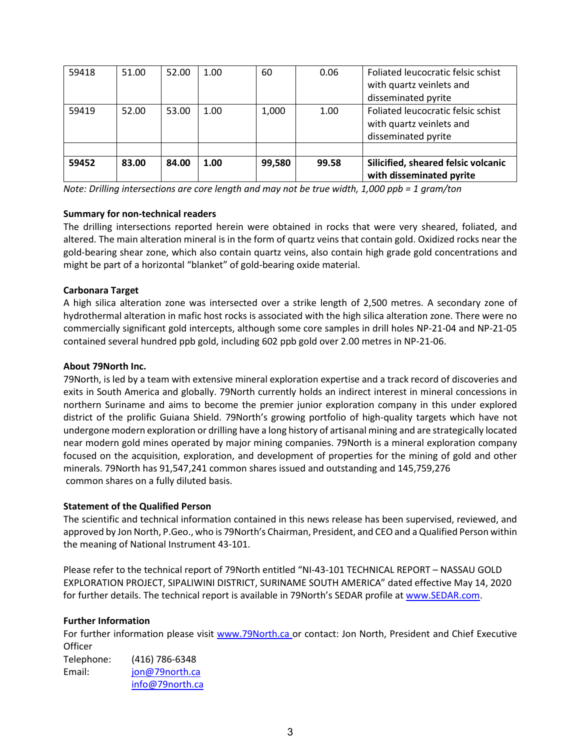| | | | | | | |
|---|---|---|---|---|---|---|
| 59418 | 51.00 | 52.00 | 1.00 | 60 | 0.06 | Foliated leucocratic felsic schist with quartz veinlets and disseminated pyrite |
| 59419 | 52.00 | 53.00 | 1.00 | 1,000 | 1.00 | Foliated leucocratic felsic schist with quartz veinlets and disseminated pyrite |
| | | | | | | |
| **59452** | **83.00** | **84.00** | **1.00** | **99,580** | **99.58** | **Silicified, sheared felsic volcanic with disseminated pyrite** |

*Note: Drilling intersections are core length and may not be true width, 1,000 ppb = 1 gram/ton*

**Summary for non-technical readers**

The drilling intersections reported herein were obtained in rocks that were very sheared, foliated, and altered. The main alteration mineral is in the form of quartz veins that contain gold. Oxidized rocks near the gold-bearing shear zone, which also contain quartz veins, also contain high grade gold concentrations and might be part of a horizontal "blanket" of gold-bearing oxide material.

**Carbonara Target**

A high silica alteration zone was intersected over a strike length of 2,500 metres. A secondary zone of hydrothermal alteration in mafic host rocks is associated with the high silica alteration zone. There were no commercially significant gold intercepts, although some core samples in drill holes NP-21-04 and NP-21-05 contained several hundred ppb gold, including 602 ppb gold over 2.00 metres in NP-21-06.

**About 79North Inc.**

79North, is led by a team with extensive mineral exploration expertise and a track record of discoveries and exits in South America and globally. 79North currently holds an indirect interest in mineral concessions in northern Suriname and aims to become the premier junior exploration company in this under explored district of the prolific Guiana Shield. 79North's growing portfolio of high-quality targets which have not undergone modern exploration or drilling have a long history of artisanal mining and are strategically located near modern gold mines operated by major mining companies. 79North is a mineral exploration company focused on the acquisition, exploration, and development of properties for the mining of gold and other minerals. 79North has 91,547,241 common shares issued and outstanding and 145,759,276 common shares on a fully diluted basis.

**Statement of the Qualified Person**

The scientific and technical information contained in this news release has been supervised, reviewed, and approved by Jon North, P.Geo., who is 79North's Chairman, President, and CEO and a Qualified Person within the meaning of National Instrument 43-101.

Please refer to the technical report of 79North entitled "NI-43-101 TECHNICAL REPORT – NASSAU GOLD EXPLORATION PROJECT, SIPALIWINI DISTRICT, SURINAME SOUTH AMERICA" dated effective May 14, 2020 for further details. The technical report is available in 79North's SEDAR profile at www.SEDAR.com.

**Further Information**

For further information please visit www.79North.ca or contact: Jon North, President and Chief Executive Officer

Telephone: (416) 786-6348
Email: jon@79north.ca
info@79north.ca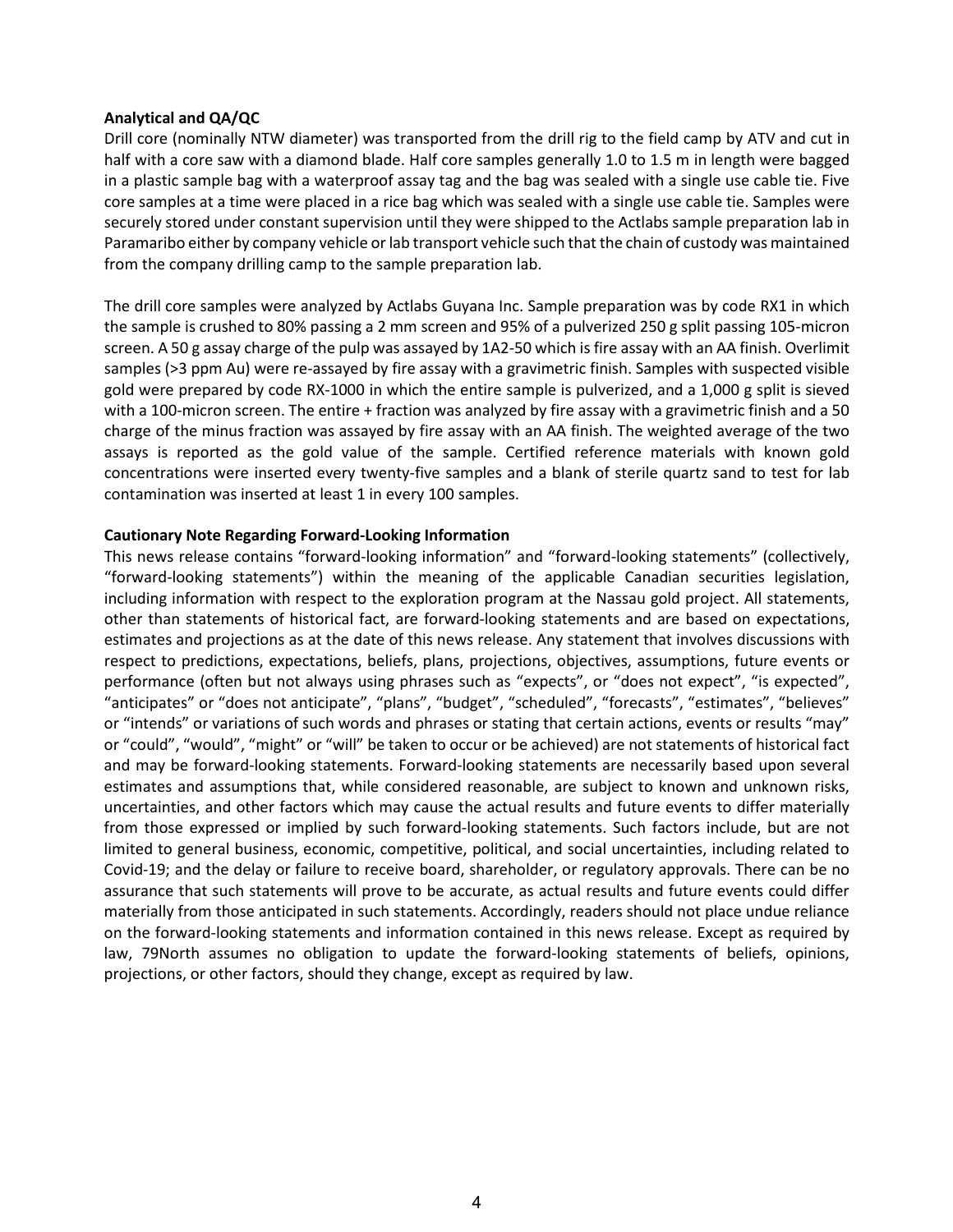**Analytical and QA/QC**

Drill core (nominally NTW diameter) was transported from the drill rig to the field camp by ATV and cut in half with a core saw with a diamond blade. Half core samples generally 1.0 to 1.5 m in length were bagged in a plastic sample bag with a waterproof assay tag and the bag was sealed with a single use cable tie. Five core samples at a time were placed in a rice bag which was sealed with a single use cable tie. Samples were securely stored under constant supervision until they were shipped to the Actlabs sample preparation lab in Paramaribo either by company vehicle or lab transport vehicle such that the chain of custody was maintained from the company drilling camp to the sample preparation lab.

The drill core samples were analyzed by Actlabs Guyana Inc. Sample preparation was by code RX1 in which the sample is crushed to 80% passing a 2 mm screen and 95% of a pulverized 250 g split passing 105-micron screen. A 50 g assay charge of the pulp was assayed by 1A2-50 which is fire assay with an AA finish. Overlimit samples (>3 ppm Au) were re-assayed by fire assay with a gravimetric finish. Samples with suspected visible gold were prepared by code RX-1000 in which the entire sample is pulverized, and a 1,000 g split is sieved with a 100-micron screen. The entire + fraction was analyzed by fire assay with a gravimetric finish and a 50 charge of the minus fraction was assayed by fire assay with an AA finish. The weighted average of the two assays is reported as the gold value of the sample. Certified reference materials with known gold concentrations were inserted every twenty-five samples and a blank of sterile quartz sand to test for lab contamination was inserted at least 1 in every 100 samples.

**Cautionary Note Regarding Forward-Looking Information**

This news release contains "forward-looking information" and "forward-looking statements" (collectively, "forward-looking statements") within the meaning of the applicable Canadian securities legislation, including information with respect to the exploration program at the Nassau gold project. All statements, other than statements of historical fact, are forward-looking statements and are based on expectations, estimates and projections as at the date of this news release. Any statement that involves discussions with respect to predictions, expectations, beliefs, plans, projections, objectives, assumptions, future events or performance (often but not always using phrases such as "expects", or "does not expect", "is expected", "anticipates" or "does not anticipate", "plans", "budget", "scheduled", "forecasts", "estimates", "believes" or "intends" or variations of such words and phrases or stating that certain actions, events or results "may" or "could", "would", "might" or "will" be taken to occur or be achieved) are not statements of historical fact and may be forward-looking statements. Forward-looking statements are necessarily based upon several estimates and assumptions that, while considered reasonable, are subject to known and unknown risks, uncertainties, and other factors which may cause the actual results and future events to differ materially from those expressed or implied by such forward-looking statements. Such factors include, but are not limited to general business, economic, competitive, political, and social uncertainties, including related to Covid-19; and the delay or failure to receive board, shareholder, or regulatory approvals. There can be no assurance that such statements will prove to be accurate, as actual results and future events could differ materially from those anticipated in such statements. Accordingly, readers should not place undue reliance on the forward-looking statements and information contained in this news release. Except as required by law, 79North assumes no obligation to update the forward-looking statements of beliefs, opinions, projections, or other factors, should they change, except as required by law.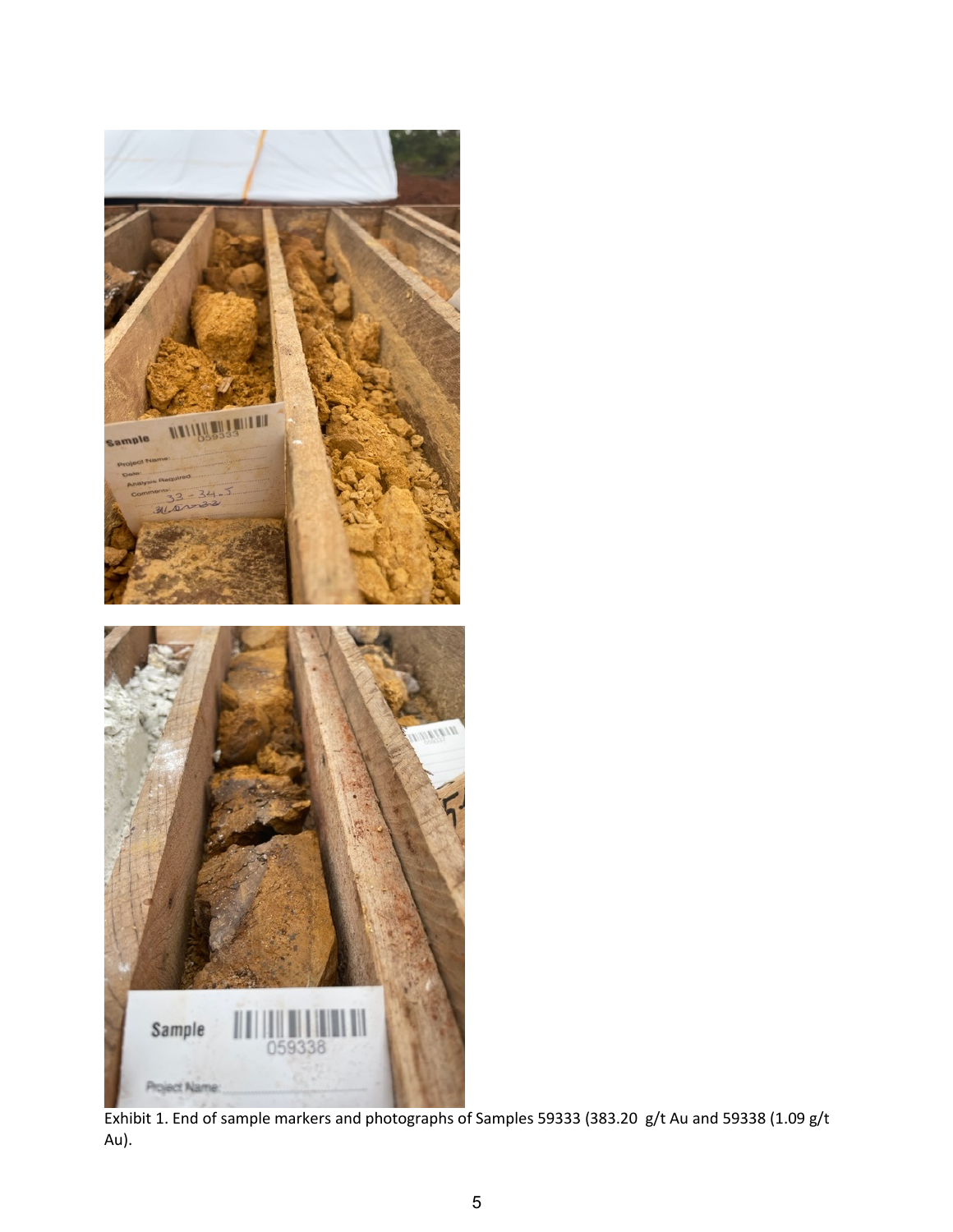Exhibit 1. End of sample markers and photographs of Samples 59333 (383.20 g/t Au and 59338 (1.09 g/t Au).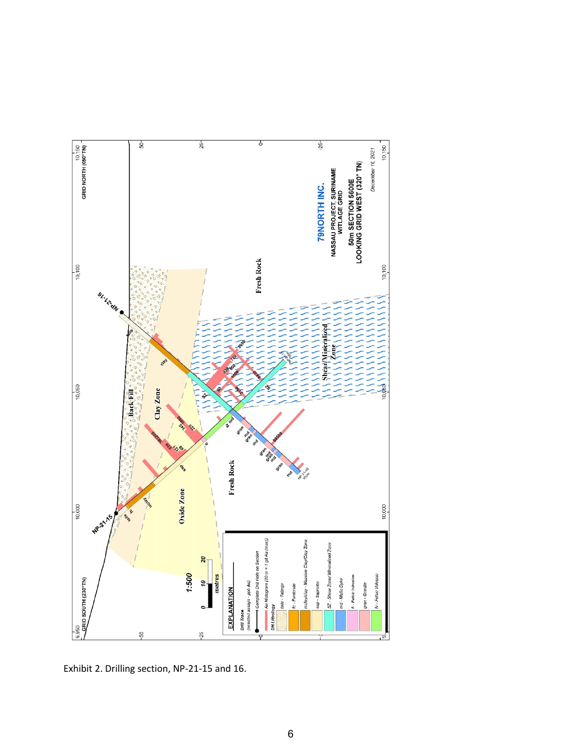79NORTH INC.
NASSAU PROJECT, SURINAME
WITLAGE GRID
50m SECTION 5600E
LOOKING GRID WEST (320° TN)
December 16, 2021

GRID SOUTH (230°TN)
GRID NORTH (050°TN)

9,950
10,000
10,050
10,100
10,150

50
25
0
-25

NP-21-15
NP-21-16

Back Fill
Clay Zone
Oxide Zone
Fresh Rock
Fresh Rock
Shear/Mineralized Zone

1:500
0 10 20
metres

EXPLANATION
Drill Trace
(selected assays - ppb Au)
Complete Drill Hole on Section
Au Histogram (20 m = 1 g/t Au (max))
DH Lithology
tails - Tailings
fc - Ferricrete
mclay/clay - Massive Clay/Clay Zone
sap - Saprolite
SZ - Shear Zone/ Mineralized Zone
md - Mafic Dyke
fi - Felsic Intrusive
gran - Granite
fv - Felsic Volcanic

Exhibit 2. Drilling section, NP-21-15 and 16.